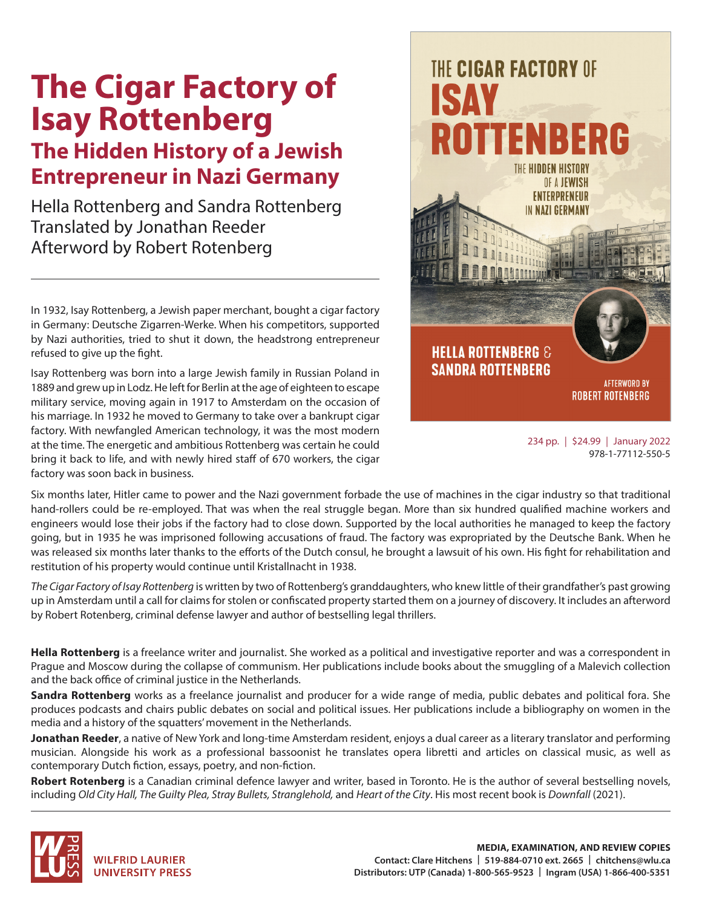# The Cigar Factory of Isay Rottenberg

## The Hidden History of a Jewish Entrepreneur in Nazi Germany

Hella Rottenberg and Sandra Rottenberg
Translated by Jonathan Reeder
Afterword by Robert Rotenberg

234 pp. | $24.99 | January 2022
978-1-77112-550-5

In 1932, Isay Rottenberg, a Jewish paper merchant, bought a cigar factory in Germany: Deutsche Zigarren-Werke. When his competitors, supported by Nazi authorities, tried to shut it down, the headstrong entrepreneur refused to give up the fight.

Isay Rottenberg was born into a large Jewish family in Russian Poland in 1889 and grew up in Lodz. He left for Berlin at the age of eighteen to escape military service, moving again in 1917 to Amsterdam on the occasion of his marriage. In 1932 he moved to Germany to take over a bankrupt cigar factory. With newfangled American technology, it was the most modern at the time. The energetic and ambitious Rottenberg was certain he could bring it back to life, and with newly hired staff of 670 workers, the cigar factory was soon back in business.

Six months later, Hitler came to power and the Nazi government forbade the use of machines in the cigar industry so that traditional hand-rollers could be re-employed. That was when the real struggle began. More than six hundred qualified machine workers and engineers would lose their jobs if the factory had to close down. Supported by the local authorities he managed to keep the factory going, but in 1935 he was imprisoned following accusations of fraud. The factory was expropriated by the Deutsche Bank. When he was released six months later thanks to the efforts of the Dutch consul, he brought a lawsuit of his own. His fight for rehabilitation and restitution of his property would continue until Kristallnacht in 1938.

*The Cigar Factory of Isay Rottenberg* is written by two of Rottenberg's granddaughters, who knew little of their grandfather's past growing up in Amsterdam until a call for claims for stolen or confiscated property started them on a journey of discovery. It includes an afterword by Robert Rotenberg, criminal defense lawyer and author of bestselling legal thrillers.

**Hella Rottenberg** is a freelance writer and journalist. She worked as a political and investigative reporter and was a correspondent in Prague and Moscow during the collapse of communism. Her publications include books about the smuggling of a Malevich collection and the back office of criminal justice in the Netherlands.

**Sandra Rottenberg** works as a freelance journalist and producer for a wide range of media, public debates and political fora. She produces podcasts and chairs public debates on social and political issues. Her publications include a bibliography on women in the media and a history of the squatters' movement in the Netherlands.

**Jonathan Reeder**, a native of New York and long-time Amsterdam resident, enjoys a dual career as a literary translator and performing musician. Alongside his work as a professional bassoonist he translates opera libretti and articles on classical music, as well as contemporary Dutch fiction, essays, poetry, and non-fiction.

**Robert Rotenberg** is a Canadian criminal defence lawyer and writer, based in Toronto. He is the author of several bestselling novels, including *Old City Hall, The Guilty Plea, Stray Bullets, Stranglehold,* and *Heart of the City*. His most recent book is *Downfall* (2021).

WILFRID LAURIER UNIVERSITY PRESS

**MEDIA, EXAMINATION, AND REVIEW COPIES**
**Contact: Clare Hitchens | 519-884-0710 ext. 2665 | chitchens@wlu.ca**
**Distributors: UTP (Canada) 1-800-565-9523 | Ingram (USA) 1-866-400-5351**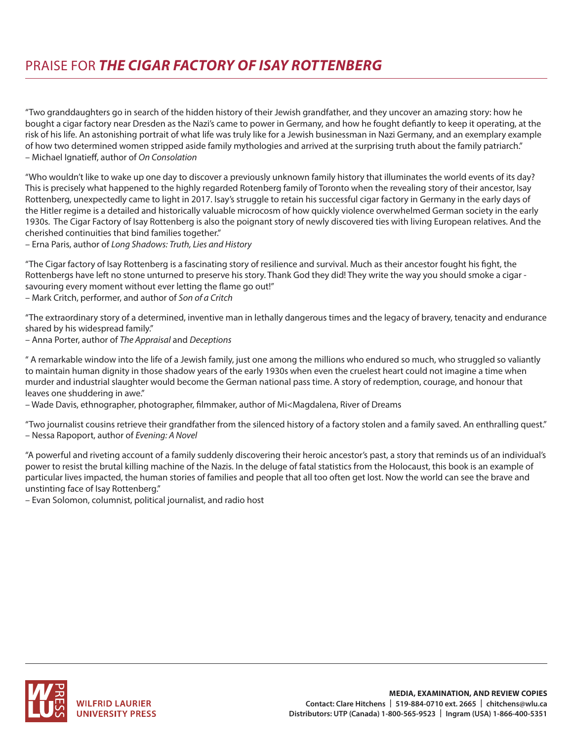# PRAISE FOR ***THE CIGAR FACTORY OF ISAY ROTTENBERG***

"Two granddaughters go in search of the hidden history of their Jewish grandfather, and they uncover an amazing story: how he bought a cigar factory near Dresden as the Nazi's came to power in Germany, and how he fought defiantly to keep it operating, at the risk of his life. An astonishing portrait of what life was truly like for a Jewish businessman in Nazi Germany, and an exemplary example of how two determined women stripped aside family mythologies and arrived at the surprising truth about the family patriarch."
– Michael Ignatieff, author of *On Consolation*

"Who wouldn't like to wake up one day to discover a previously unknown family history that illuminates the world events of its day? This is precisely what happened to the highly regarded Rotenberg family of Toronto when the revealing story of their ancestor, Isay Rottenberg, unexpectedly came to light in 2017. Isay's struggle to retain his successful cigar factory in Germany in the early days of the Hitler regime is a detailed and historically valuable microcosm of how quickly violence overwhelmed German society in the early 1930s. The Cigar Factory of Isay Rottenberg is also the poignant story of newly discovered ties with living European relatives. And the cherished continuities that bind families together."
– Erna Paris, author of *Long Shadows: Truth, Lies and History*

"The Cigar factory of Isay Rottenberg is a fascinating story of resilience and survival. Much as their ancestor fought his fight, the Rottenbergs have left no stone unturned to preserve his story. Thank God they did! They write the way you should smoke a cigar - savouring every moment without ever letting the flame go out!"
– Mark Critch, performer, and author of *Son of a Critch*

"The extraordinary story of a determined, inventive man in lethally dangerous times and the legacy of bravery, tenacity and endurance shared by his widespread family."
– Anna Porter, author of *The Appraisal* and *Deceptions*

" A remarkable window into the life of a Jewish family, just one among the millions who endured so much, who struggled so valiantly to maintain human dignity in those shadow years of the early 1930s when even the cruelest heart could not imagine a time when murder and industrial slaughter would become the German national pass time. A story of redemption, courage, and honour that leaves one shuddering in awe."
– Wade Davis, ethnographer, photographer, filmmaker, author of Mi<Magdalena, River of Dreams

"Two journalist cousins retrieve their grandfather from the silenced history of a factory stolen and a family saved. An enthralling quest."
– Nessa Rapoport, author of *Evening: A Novel*

"A powerful and riveting account of a family suddenly discovering their heroic ancestor's past, a story that reminds us of an individual's power to resist the brutal killing machine of the Nazis. In the deluge of fatal statistics from the Holocaust, this book is an example of particular lives impacted, the human stories of families and people that all too often get lost. Now the world can see the brave and unstinting face of Isay Rottenberg."
– Evan Solomon, columnist, political journalist, and radio host

WILFRID LAURIER UNIVERSITY PRESS

**MEDIA, EXAMINATION, AND REVIEW COPIES**
**Contact: Clare Hitchens | 519-884-0710 ext. 2665 | chitchens@wlu.ca**
**Distributors: UTP (Canada) 1-800-565-9523 | Ingram (USA) 1-866-400-5351**